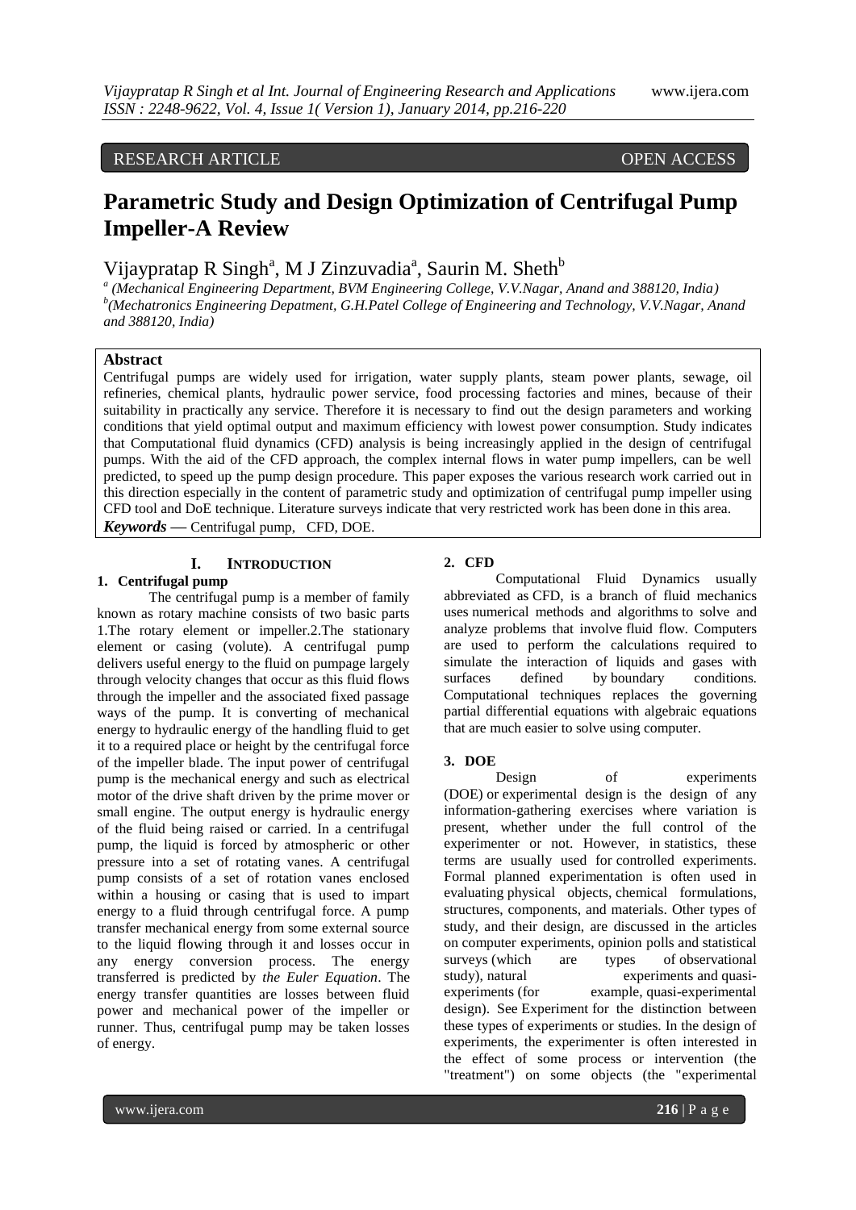RESEARCH ARTICLE OPEN ACCESS

# Parametric Study and Design Optimization of Centrifugal Pump Impeller-A Review

Vijaypratap R Singh[a], M J Zinzuvadia[a], Saurin M. Sheth[b]

[a] *(Mechanical Engineering Department, BVM Engineering College, V.V.Nagar, Anand and 388120, India)*
[b] *(Mechatronics Engineering Depatment, G.H.Patel College of Engineering and Technology, V.V.Nagar, Anand and 388120, India)*

## Abstract

Centrifugal pumps are widely used for irrigation, water supply plants, steam power plants, sewage, oil refineries, chemical plants, hydraulic power service, food processing factories and mines, because of their suitability in practically any service. Therefore it is necessary to find out the design parameters and working conditions that yield optimal output and maximum efficiency with lowest power consumption. Study indicates that Computational fluid dynamics (CFD) analysis is being increasingly applied in the design of centrifugal pumps. With the aid of the CFD approach, the complex internal flows in water pump impellers, can be well predicted, to speed up the pump design procedure. This paper exposes the various research work carried out in this direction especially in the content of parametric study and optimization of centrifugal pump impeller using CFD tool and DoE technique. Literature surveys indicate that very restricted work has been done in this area.

***Keywords —*** Centrifugal pump, CFD, DOE.

## I. INTRODUCTION

### 1. Centrifugal pump

The centrifugal pump is a member of family known as rotary machine consists of two basic parts 1.The rotary element or impeller.2.The stationary element or casing (volute). A centrifugal pump delivers useful energy to the fluid on pumpage largely through velocity changes that occur as this fluid flows through the impeller and the associated fixed passage ways of the pump. It is converting of mechanical energy to hydraulic energy of the handling fluid to get it to a required place or height by the centrifugal force of the impeller blade. The input power of centrifugal pump is the mechanical energy and such as electrical motor of the drive shaft driven by the prime mover or small engine. The output energy is hydraulic energy of the fluid being raised or carried. In a centrifugal pump, the liquid is forced by atmospheric or other pressure into a set of rotating vanes. A centrifugal pump consists of a set of rotation vanes enclosed within a housing or casing that is used to impart energy to a fluid through centrifugal force. A pump transfer mechanical energy from some external source to the liquid flowing through it and losses occur in any energy conversion process. The energy transferred is predicted by *the Euler Equation*. The energy transfer quantities are losses between fluid power and mechanical power of the impeller or runner. Thus, centrifugal pump may be taken losses of energy.

### 2. CFD

Computational Fluid Dynamics usually abbreviated as CFD, is a branch of fluid mechanics uses numerical methods and algorithms to solve and analyze problems that involve fluid flow. Computers are used to perform the calculations required to simulate the interaction of liquids and gases with surfaces defined by boundary conditions. Computational techniques replaces the governing partial differential equations with algebraic equations that are much easier to solve using computer.

### 3. DOE

Design of experiments (DOE) or experimental design is the design of any information-gathering exercises where variation is present, whether under the full control of the experimenter or not. However, in statistics, these terms are usually used for controlled experiments. Formal planned experimentation is often used in evaluating physical objects, chemical formulations, structures, components, and materials. Other types of study, and their design, are discussed in the articles on computer experiments, opinion polls and statistical surveys (which are types of observational study), natural experiments and quasi-experiments (for example, quasi-experimental design). See Experiment for the distinction between these types of experiments or studies. In the design of experiments, the experimenter is often interested in the effect of some process or intervention (the "treatment") on some objects (the "experimental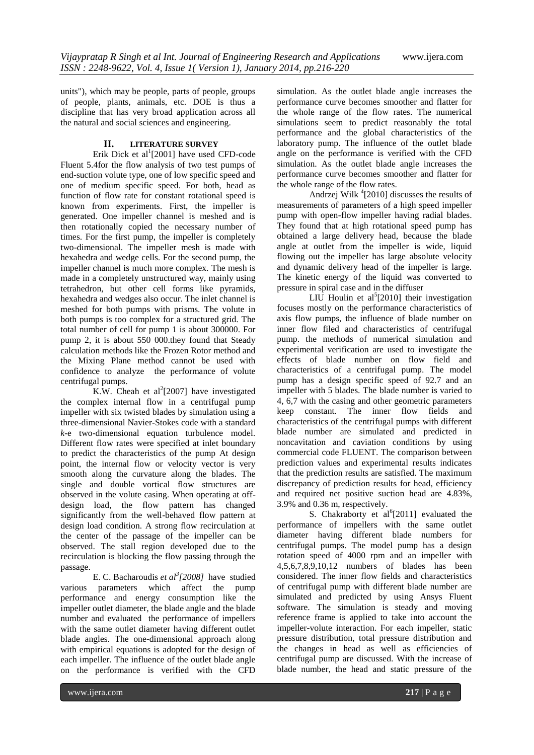units"), which may be people, parts of people, groups of people, plants, animals, etc. DOE is thus a discipline that has very broad application across all the natural and social sciences and engineering.

## II. LITERATURE SURVEY

Erik Dick et al[1][2001] have used CFD-code Fluent 5.4for the flow analysis of two test pumps of end-suction volute type, one of low specific speed and one of medium specific speed. For both, head as function of flow rate for constant rotational speed is known from experiments. First, the impeller is generated. One impeller channel is meshed and is then rotationally copied the necessary number of times. For the first pump, the impeller is completely two-dimensional. The impeller mesh is made with hexahedra and wedge cells. For the second pump, the impeller channel is much more complex. The mesh is made in a completely unstructured way, mainly using tetrahedron, but other cell forms like pyramids, hexahedra and wedges also occur. The inlet channel is meshed for both pumps with prisms. The volute in both pumps is too complex for a structured grid. The total number of cell for pump 1 is about 300000. For pump 2, it is about 550 000.they found that Steady calculation methods like the Frozen Rotor method and the Mixing Plane method cannot be used with confidence to analyze the performance of volute centrifugal pumps.

K.W. Cheah et al[2][2007] have investigated the complex internal flow in a centrifugal pump impeller with six twisted blades by simulation using a three-dimensional Navier-Stokes code with a standard *k*-e two-dimensional equation turbulence model. Different flow rates were specified at inlet boundary to predict the characteristics of the pump At design point, the internal flow or velocity vector is very smooth along the curvature along the blades. The single and double vortical flow structures are observed in the volute casing. When operating at off-design load, the flow pattern has changed significantly from the well-behaved flow pattern at design load condition. A strong flow recirculation at the center of the passage of the impeller can be observed. The stall region developed due to the recirculation is blocking the flow passing through the passage.

E. C. Bacharoudis *et al[3][2008]* have studied various parameters which affect the pump performance and energy consumption like the impeller outlet diameter, the blade angle and the blade number and evaluated the performance of impellers with the same outlet diameter having different outlet blade angles. The one-dimensional approach along with empirical equations is adopted for the design of each impeller. The influence of the outlet blade angle on the performance is verified with the CFD simulation. As the outlet blade angle increases the performance curve becomes smoother and flatter for the whole range of the flow rates. The numerical simulations seem to predict reasonably the total performance and the global characteristics of the laboratory pump. The influence of the outlet blade angle on the performance is verified with the CFD simulation. As the outlet blade angle increases the performance curve becomes smoother and flatter for the whole range of the flow rates.

Andrzej Wilk [4][2010] discusses the results of measurements of parameters of a high speed impeller pump with open-flow impeller having radial blades. They found that at high rotational speed pump has obtained a large delivery head, because the blade angle at outlet from the impeller is wide, liquid flowing out the impeller has large absolute velocity and dynamic delivery head of the impeller is large. The kinetic energy of the liquid was converted to pressure in spiral case and in the diffuser

LIU Houlin et al[5][2010] their investigation focuses mostly on the performance characteristics of axis flow pumps, the influence of blade number on inner flow filed and characteristics of centrifugal pump. the methods of numerical simulation and experimental verification are used to investigate the effects of blade number on flow field and characteristics of a centrifugal pump. The model pump has a design specific speed of 92.7 and an impeller with 5 blades. The blade number is varied to 4, 6,7 with the casing and other geometric parameters keep constant. The inner flow fields and characteristics of the centrifugal pumps with different blade number are simulated and predicted in noncavitation and caviation conditions by using commercial code FLUENT. The comparison between prediction values and experimental results indicates that the prediction results are satisfied. The maximum discrepancy of prediction results for head, efficiency and required net positive suction head are 4.83%, 3.9% and 0.36 m, respectively.

S. Chakraborty et al[6][2011] evaluated the performance of impellers with the same outlet diameter having different blade numbers for centrifugal pumps. The model pump has a design rotation speed of 4000 rpm and an impeller with 4,5,6,7,8,9,10,12 numbers of blades has been considered. The inner flow fields and characteristics of centrifugal pump with different blade number are simulated and predicted by using Ansys Fluent software. The simulation is steady and moving reference frame is applied to take into account the impeller-volute interaction. For each impeller, static pressure distribution, total pressure distribution and the changes in head as well as efficiencies of centrifugal pump are discussed. With the increase of blade number, the head and static pressure of the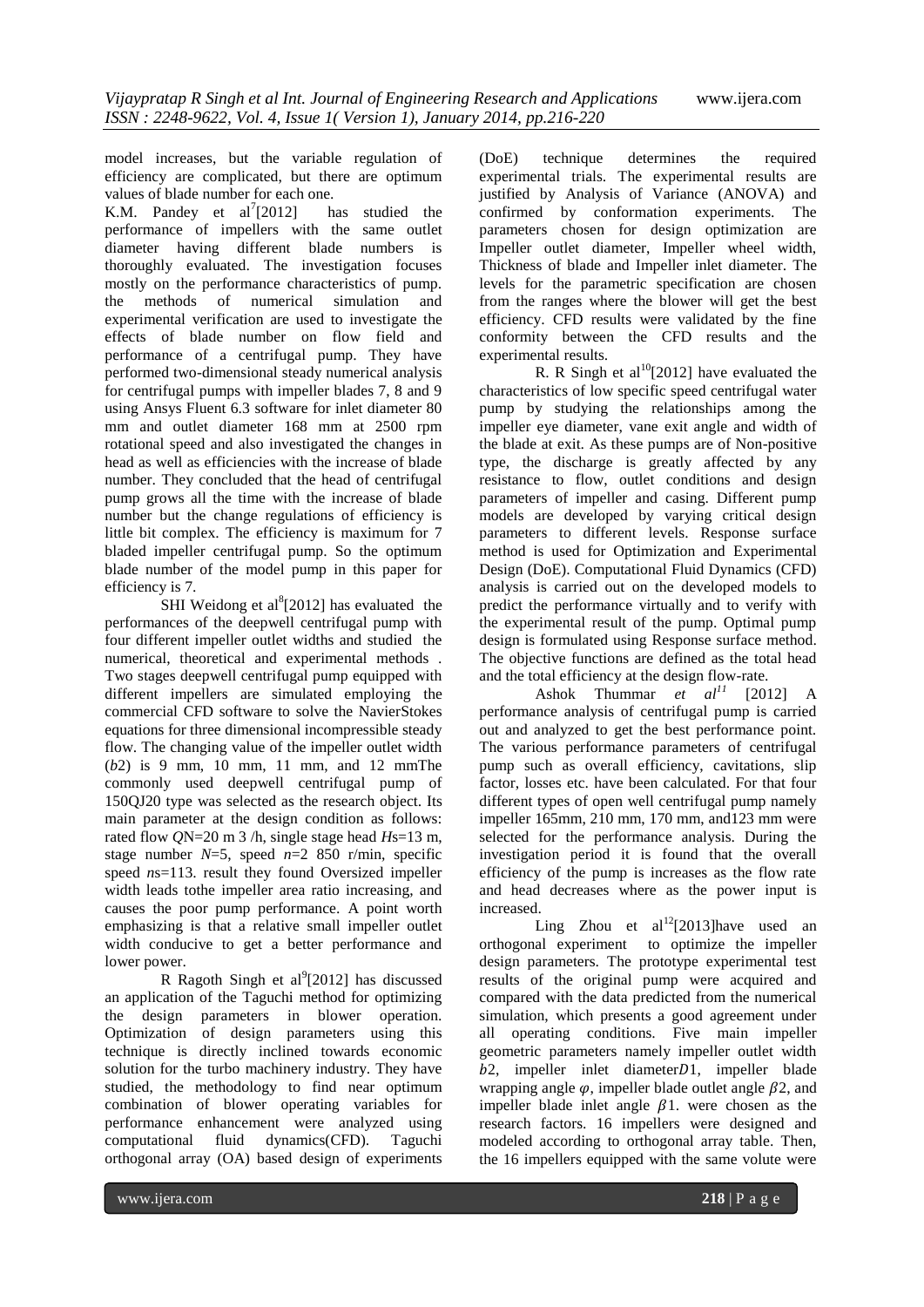model increases, but the variable regulation of efficiency are complicated, but there are optimum values of blade number for each one.

K.M. Pandey et al[7][2012] has studied the performance of impellers with the same outlet diameter having different blade numbers is thoroughly evaluated. The investigation focuses mostly on the performance characteristics of pump. the methods of numerical simulation and experimental verification are used to investigate the effects of blade number on flow field and performance of a centrifugal pump. They have performed two-dimensional steady numerical analysis for centrifugal pumps with impeller blades 7, 8 and 9 using Ansys Fluent 6.3 software for inlet diameter 80 mm and outlet diameter 168 mm at 2500 rpm rotational speed and also investigated the changes in head as well as efficiencies with the increase of blade number. They concluded that the head of centrifugal pump grows all the time with the increase of blade number but the change regulations of efficiency is little bit complex. The efficiency is maximum for 7 bladed impeller centrifugal pump. So the optimum blade number of the model pump in this paper for efficiency is 7.

SHI Weidong et al[8][2012] has evaluated the performances of the deepwell centrifugal pump with four different impeller outlet widths and studied the numerical, theoretical and experimental methods . Two stages deepwell centrifugal pump equipped with different impellers are simulated employing the commercial CFD software to solve the NavierStokes equations for three dimensional incompressible steady flow. The changing value of the impeller outlet width ($b2$) is 9 mm, 10 mm, 11 mm, and 12 mmThe commonly used deepwell centrifugal pump of 150QJ20 type was selected as the research object. Its main parameter at the design condition as follows: rated flow $Q$N=20 m 3 /h, single stage head $H$s=13 m, stage number $N$=5, speed $n$=2 850 r/min, specific speed $n$s=113. result they found Oversized impeller width leads tothe impeller area ratio increasing, and causes the poor pump performance. A point worth emphasizing is that a relative small impeller outlet width conducive to get a better performance and lower power.

R Ragoth Singh et al[9][2012] has discussed an application of the Taguchi method for optimizing the design parameters in blower operation. Optimization of design parameters using this technique is directly inclined towards economic solution for the turbo machinery industry. They have studied, the methodology to find near optimum combination of blower operating variables for performance enhancement were analyzed using computational fluid dynamics(CFD). Taguchi orthogonal array (OA) based design of experiments (DoE) technique determines the required experimental trials. The experimental results are justified by Analysis of Variance (ANOVA) and confirmed by conformation experiments. The parameters chosen for design optimization are Impeller outlet diameter, Impeller wheel width, Thickness of blade and Impeller inlet diameter. The levels for the parametric specification are chosen from the ranges where the blower will get the best efficiency. CFD results were validated by the fine conformity between the CFD results and the experimental results.

R. R Singh et al[10][2012] have evaluated the characteristics of low specific speed centrifugal water pump by studying the relationships among the impeller eye diameter, vane exit angle and width of the blade at exit. As these pumps are of Non-positive type, the discharge is greatly affected by any resistance to flow, outlet conditions and design parameters of impeller and casing. Different pump models are developed by varying critical design parameters to different levels. Response surface method is used for Optimization and Experimental Design (DoE). Computational Fluid Dynamics (CFD) analysis is carried out on the developed models to predict the performance virtually and to verify with the experimental result of the pump. Optimal pump design is formulated using Response surface method. The objective functions are defined as the total head and the total efficiency at the design flow-rate.

Ashok Thummar *et al*[11] [2012] A performance analysis of centrifugal pump is carried out and analyzed to get the best performance point. The various performance parameters of centrifugal pump such as overall efficiency, cavitations, slip factor, losses etc. have been calculated. For that four different types of open well centrifugal pump namely impeller 165mm, 210 mm, 170 mm, and123 mm were selected for the performance analysis. During the investigation period it is found that the overall efficiency of the pump is increases as the flow rate and head decreases where as the power input is increased.

Ling Zhou et al[12][2013]have used an orthogonal experiment to optimize the impeller design parameters. The prototype experimental test results of the original pump were acquired and compared with the data predicted from the numerical simulation, which presents a good agreement under all operating conditions. Five main impeller geometric parameters namely impeller outlet width $b2$, impeller inlet diameter$D1$, impeller blade wrapping angle $\varphi$, impeller blade outlet angle $\beta2$, and impeller blade inlet angle $\beta1$. were chosen as the research factors. 16 impellers were designed and modeled according to orthogonal array table. Then, the 16 impellers equipped with the same volute were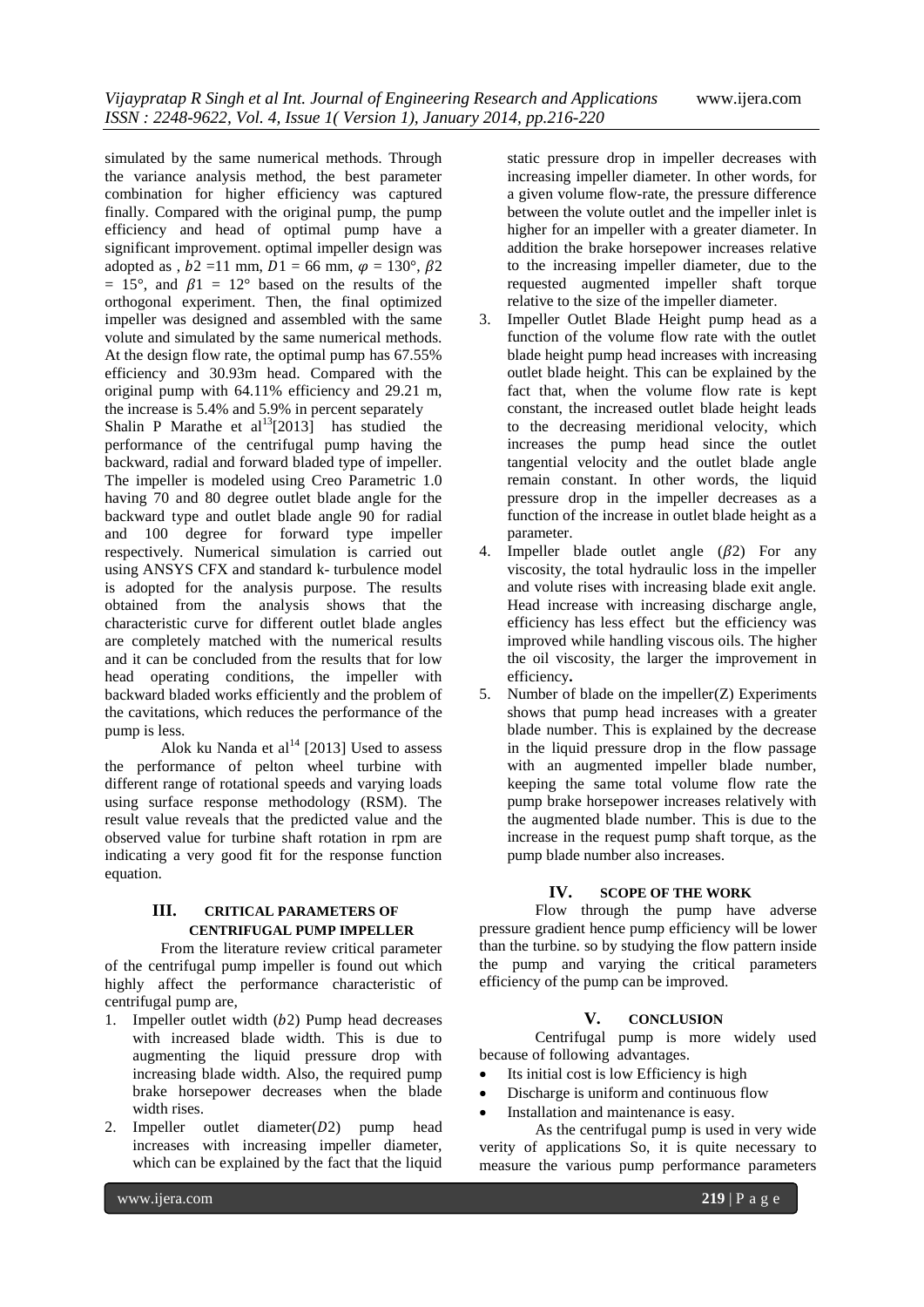simulated by the same numerical methods. Through the variance analysis method, the best parameter combination for higher efficiency was captured finally. Compared with the original pump, the pump efficiency and head of optimal pump have a significant improvement. optimal impeller design was adopted as , $b2$ =11 mm, $D1$ = 66 mm, $\varphi$ = 130°, $\beta2$ = 15°, and $\beta1$ = 12° based on the results of the orthogonal experiment. Then, the final optimized impeller was designed and assembled with the same volute and simulated by the same numerical methods. At the design flow rate, the optimal pump has 67.55% efficiency and 30.93m head. Compared with the original pump with 64.11% efficiency and 29.21 m, the increase is 5.4% and 5.9% in percent separately

Shalin P Marathe et al[13][2013] has studied the performance of the centrifugal pump having the backward, radial and forward bladed type of impeller. The impeller is modeled using Creo Parametric 1.0 having 70 and 80 degree outlet blade angle for the backward type and outlet blade angle 90 for radial and 100 degree for forward type impeller respectively. Numerical simulation is carried out using ANSYS CFX and standard k- turbulence model is adopted for the analysis purpose. The results obtained from the analysis shows that the characteristic curve for different outlet blade angles are completely matched with the numerical results and it can be concluded from the results that for low head operating conditions, the impeller with backward bladed works efficiently and the problem of the cavitations, which reduces the performance of the pump is less.

Alok ku Nanda et al[14] [2013] Used to assess the performance of pelton wheel turbine with different range of rotational speeds and varying loads using surface response methodology (RSM). The result value reveals that the predicted value and the observed value for turbine shaft rotation in rpm are indicating a very good fit for the response function equation.

## III. CRITICAL PARAMETERS OF CENTRIFUGAL PUMP IMPELLER

From the literature review critical parameter of the centrifugal pump impeller is found out which highly affect the performance characteristic of centrifugal pump are,

1. Impeller outlet width ($b2$) Pump head decreases with increased blade width. This is due to augmenting the liquid pressure drop with increasing blade width. Also, the required pump brake horsepower decreases when the blade width rises.
2. Impeller outlet diameter($D2$) pump head increases with increasing impeller diameter, which can be explained by the fact that the liquid static pressure drop in impeller decreases with increasing impeller diameter. In other words, for a given volume flow-rate, the pressure difference between the volute outlet and the impeller inlet is higher for an impeller with a greater diameter. In addition the brake horsepower increases relative to the increasing impeller diameter, due to the requested augmented impeller shaft torque relative to the size of the impeller diameter.
3. Impeller Outlet Blade Height pump head as a function of the volume flow rate with the outlet blade height pump head increases with increasing outlet blade height. This can be explained by the fact that, when the volume flow rate is kept constant, the increased outlet blade height leads to the decreasing meridional velocity, which increases the pump head since the outlet tangential velocity and the outlet blade angle remain constant. In other words, the liquid pressure drop in the impeller decreases as a function of the increase in outlet blade height as a parameter.
4. Impeller blade outlet angle ($\beta2$) For any viscosity, the total hydraulic loss in the impeller and volute rises with increasing blade exit angle. Head increase with increasing discharge angle, efficiency has less effect but the efficiency was improved while handling viscous oils. The higher the oil viscosity, the larger the improvement in efficiency**.**
5. Number of blade on the impeller(Z) Experiments shows that pump head increases with a greater blade number. This is explained by the decrease in the liquid pressure drop in the flow passage with an augmented impeller blade number, keeping the same total volume flow rate the pump brake horsepower increases relatively with the augmented blade number. This is due to the increase in the request pump shaft torque, as the pump blade number also increases.

## IV. SCOPE OF THE WORK

Flow through the pump have adverse pressure gradient hence pump efficiency will be lower than the turbine. so by studying the flow pattern inside the pump and varying the critical parameters efficiency of the pump can be improved.

## V. CONCLUSION

Centrifugal pump is more widely used because of following advantages.

- Its initial cost is low Efficiency is high
- Discharge is uniform and continuous flow
- Installation and maintenance is easy.

As the centrifugal pump is used in very wide verity of applications So, it is quite necessary to measure the various pump performance parameters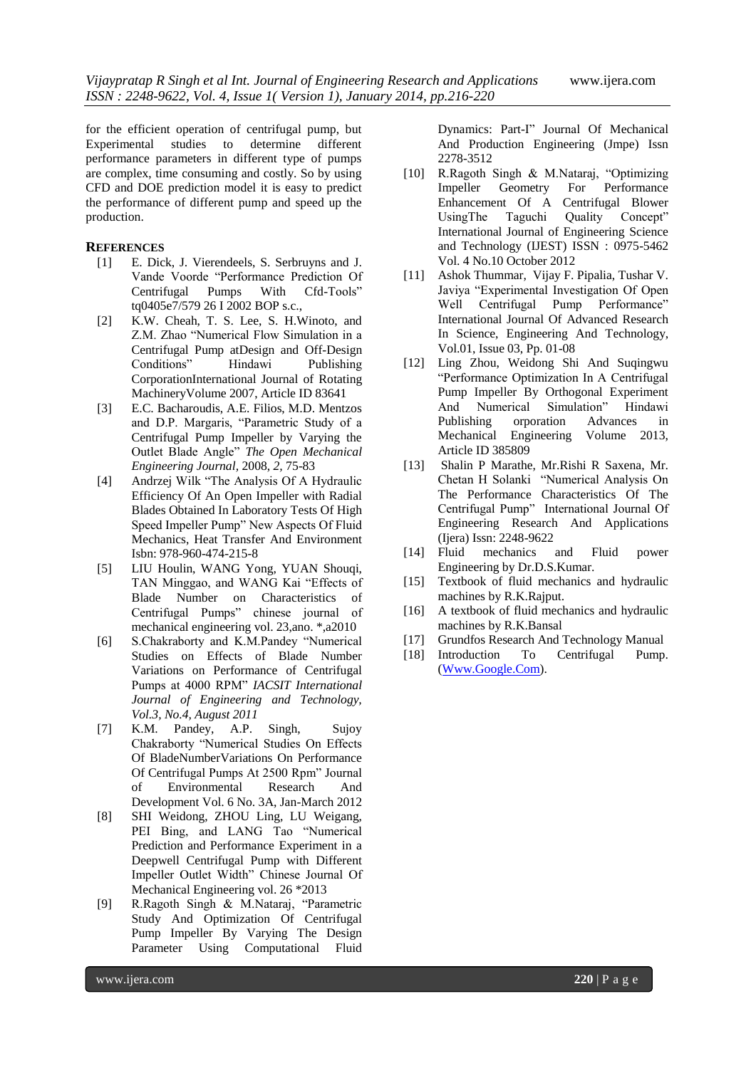for the efficient operation of centrifugal pump, but Experimental studies to determine different performance parameters in different type of pumps are complex, time consuming and costly. So by using CFD and DOE prediction model it is easy to predict the performance of different pump and speed up the production.

## REFERENCES

[1] E. Dick, J. Vierendeels, S. Serbruyns and J. Vande Voorde "Performance Prediction Of Centrifugal Pumps With Cfd-Tools" tq0405e7/579 26 I 2002 BOP s.c.,

[2] K.W. Cheah, T. S. Lee, S. H.Winoto, and Z.M. Zhao "Numerical Flow Simulation in a Centrifugal Pump atDesign and Off-Design Conditions" Hindawi Publishing CorporationInternational Journal of Rotating MachineryVolume 2007, Article ID 83641

[3] E.C. Bacharoudis, A.E. Filios, M.D. Mentzos and D.P. Margaris, "Parametric Study of a Centrifugal Pump Impeller by Varying the Outlet Blade Angle" *The Open Mechanical Engineering Journal*, 2008, *2*, 75-83

[4] Andrzej Wilk "The Analysis Of A Hydraulic Efficiency Of An Open Impeller with Radial Blades Obtained In Laboratory Tests Of High Speed Impeller Pump" New Aspects Of Fluid Mechanics, Heat Transfer And Environment Isbn: 978-960-474-215-8

[5] LIU Houlin, WANG Yong, YUAN Shouqi, TAN Minggao, and WANG Kai "Effects of Blade Number on Characteristics of Centrifugal Pumps" chinese journal of mechanical engineering vol. 23,ano. *,a2010

[6] S.Chakraborty and K.M.Pandey "Numerical Studies on Effects of Blade Number Variations on Performance of Centrifugal Pumps at 4000 RPM" *IACSIT International Journal of Engineering and Technology, Vol.3, No.4, August 2011*

[7] K.M. Pandey, A.P. Singh, Sujoy Chakraborty "Numerical Studies On Effects Of BladeNumberVariations On Performance Of Centrifugal Pumps At 2500 Rpm" Journal of Environmental Research And Development Vol. 6 No. 3A, Jan-March 2012

[8] SHI Weidong, ZHOU Ling, LU Weigang, PEI Bing, and LANG Tao "Numerical Prediction and Performance Experiment in a Deepwell Centrifugal Pump with Different Impeller Outlet Width" Chinese Journal Of Mechanical Engineering vol. 26 *2013

[9] R.Ragoth Singh & M.Nataraj, "Parametric Study And Optimization Of Centrifugal Pump Impeller By Varying The Design Parameter Using Computational Fluid Dynamics: Part-I" Journal Of Mechanical And Production Engineering (Jmpe) Issn 2278-3512

[10] R.Ragoth Singh & M.Nataraj, "Optimizing Impeller Geometry For Performance Enhancement Of A Centrifugal Blower UsingThe Taguchi Quality Concept" International Journal of Engineering Science and Technology (IJEST) ISSN : 0975-5462 Vol. 4 No.10 October 2012

[11] Ashok Thummar, Vijay F. Pipalia, Tushar V. Javiya "Experimental Investigation Of Open Well Centrifugal Pump Performance" International Journal Of Advanced Research In Science, Engineering And Technology, Vol.01, Issue 03, Pp. 01-08

[12] Ling Zhou, Weidong Shi And Suqingwu "Performance Optimization In A Centrifugal Pump Impeller By Orthogonal Experiment And Numerical Simulation" Hindawi Publishing orporation Advances in Mechanical Engineering Volume 2013, Article ID 385809

[13] Shalin P Marathe, Mr.Rishi R Saxena, Mr. Chetan H Solanki "Numerical Analysis On The Performance Characteristics Of The Centrifugal Pump" International Journal Of Engineering Research And Applications (Ijera) Issn: 2248-9622

[14] Fluid mechanics and Fluid power Engineering by Dr.D.S.Kumar.

[15] Textbook of fluid mechanics and hydraulic machines by R.K.Rajput.

[16] A textbook of fluid mechanics and hydraulic machines by R.K.Bansal

[17] Grundfos Research And Technology Manual

[18] Introduction To Centrifugal Pump. (Www.Google.Com).